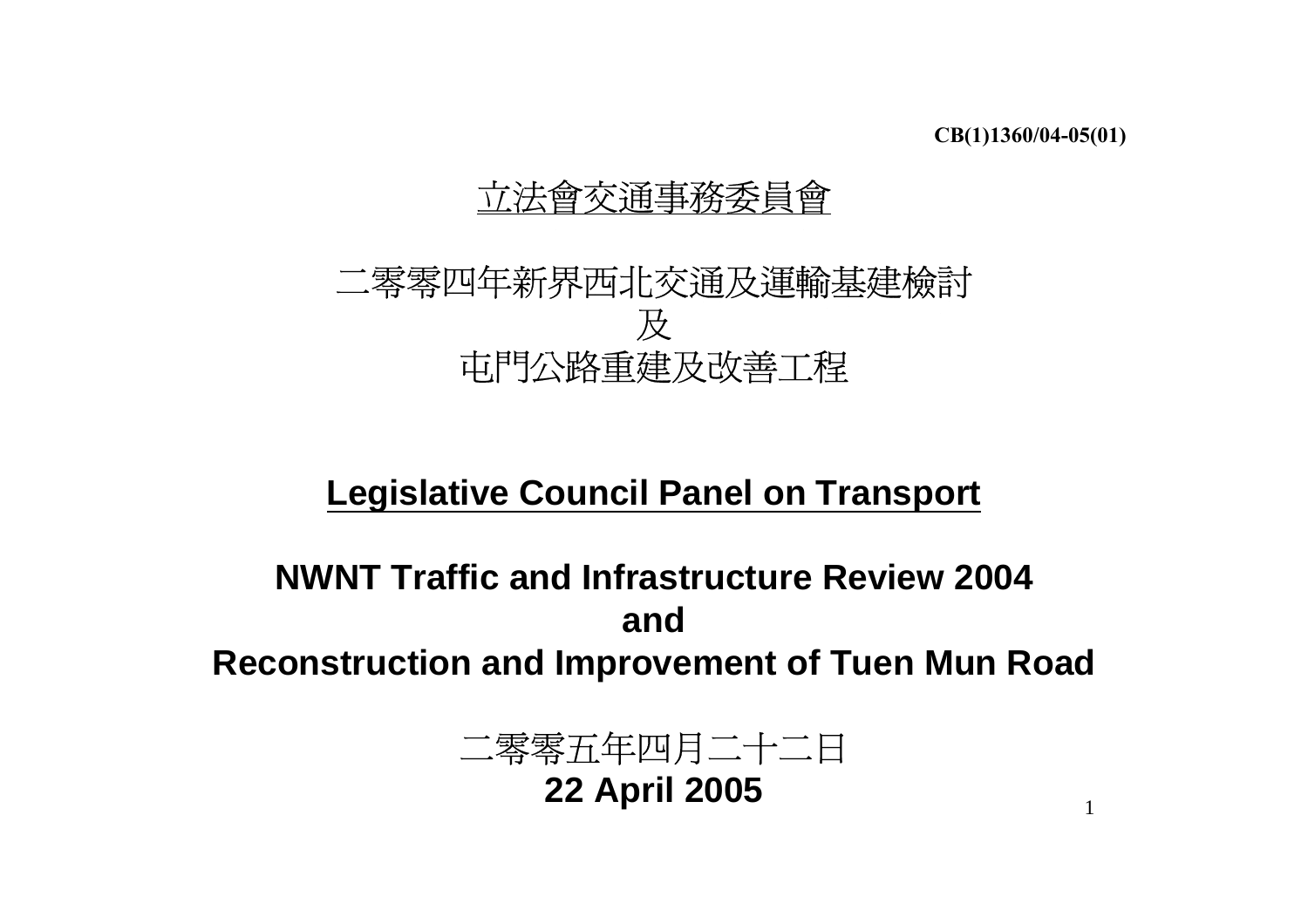CB(1)1360/04-05(01)

# 立法會交通事務委員會

## 二零零四年新界西北交通及運輸基建檢討
## 及
## 屯門公路重建及改善工程

# Legislative Council Panel on Transport

## NWNT Traffic and Infrastructure Review 2004
## and
## Reconstruction and Improvement of Tuen Mun Road

二零零五年四月二十二日

**22 April 2005**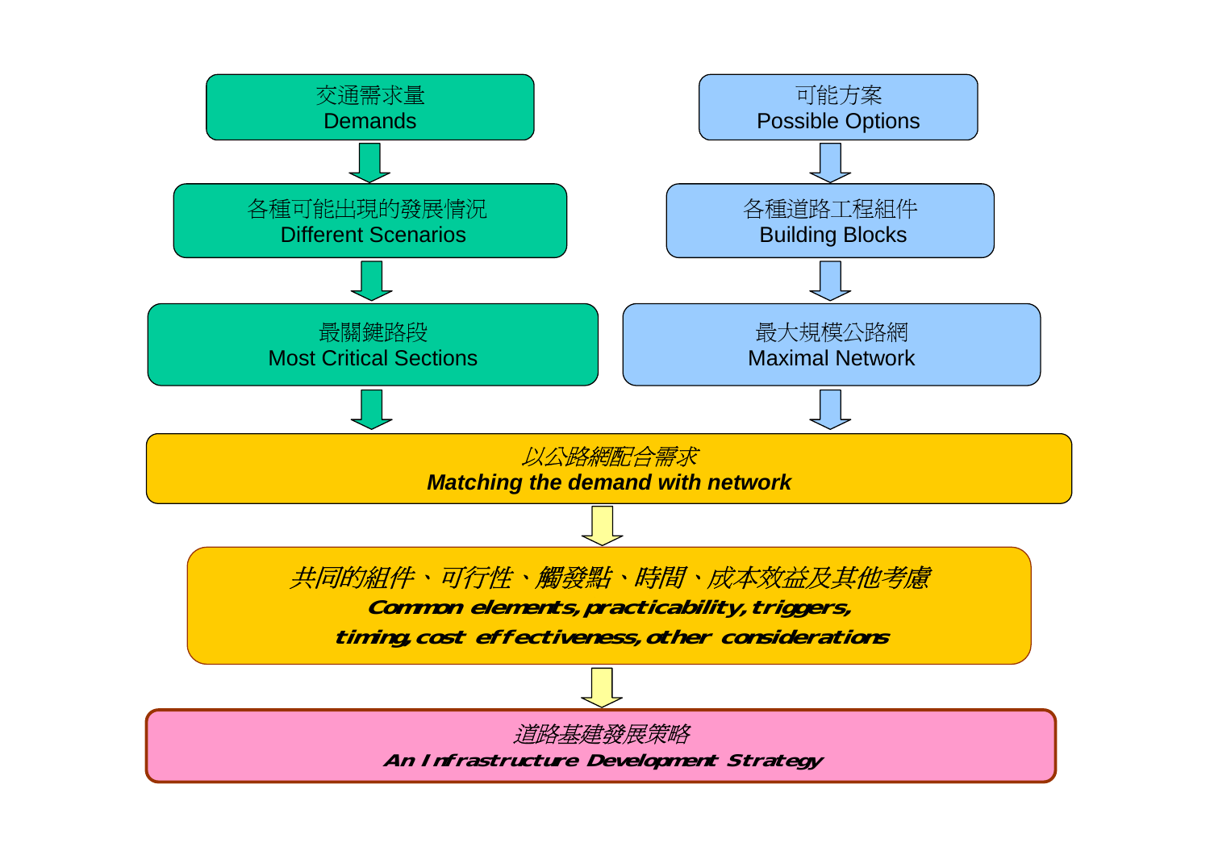交通需求量
Demands

↓

各種可能出現的發展情況
Different Scenarios

↓

最關鍵路段
Most Critical Sections

可能方案
Possible Options

↓

各種道路工程組件
Building Blocks

↓

最大規模公路網
Maximal Network

↓

*以公路網配合需求*
***Matching the demand with network***

↓

*共同的組件、可行性、觸發點、時間、成本效益及其他考慮*
***Common elements, practicability, triggers, timing, cost effectiveness, other considerations***

↓

*道路基建發展策略*
***An Infrastructure Development Strategy***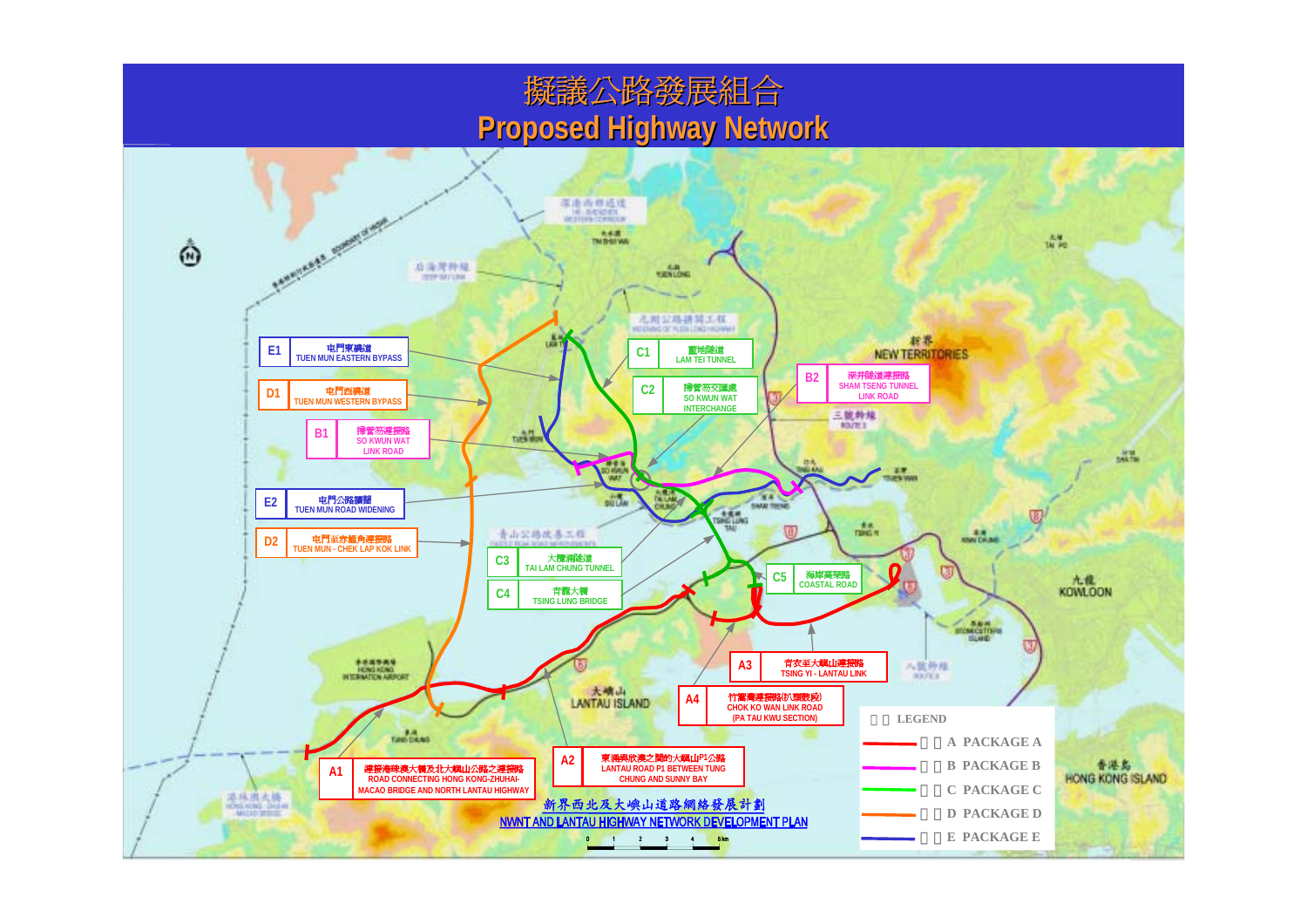# 擬議公路發展組合
# Proposed Highway Network

| Package | 中文名稱 | English Name |
|---|---|---|
| A1 | 連接港珠澳大橋及北大嶼山公路之連接路 | ROAD CONNECTING HONG KONG-ZHUHAI-MACAO BRIDGE AND NORTH LANTAU HIGHWAY |
| A2 | 東涌與欣澳之間的大嶼山P1公路 | LANTAU ROAD P1 BETWEEN TUNG CHUNG AND SUNNY BAY |
| A3 | 青衣至大嶼山連接路 | TSING YI - LANTAU LINK |
| A4 | 竹篙灣連接路(扒頭鼓段) | CHOK KO WAN LINK ROAD (PA TAU KWU SECTION) |
| B1 | 掃管笏連接路 | SO KWUN WAT LINK ROAD |
| B2 | 深井隧道連接路 | SHAM TSENG TUNNEL LINK ROAD |
| C1 | 藍地隧道 | LAM TEI TUNNEL |
| C2 | 掃管笏交匯處 | SO KWUN WAT INTERCHANGE |
| C3 | 大欖涌隧道 | TAI LAM CHUNG TUNNEL |
| C4 | 青龍大橋 | TSING LUNG BRIDGE |
| C5 | 海岸高架路 | COASTAL ROAD |
| D1 | 屯門西繞道 | TUEN MUN WESTERN BYPASS |
| D2 | 屯門至赤鱲角連接路 | TUEN MUN - CHEK LAP KOK LINK |
| E1 | 屯門東繞道 | TUEN MUN EASTERN BYPASS |
| E2 | 屯門公路擴闊 | TUEN MUN ROAD WIDENING |

LEGEND
- A PACKAGE A
- B PACKAGE B
- C PACKAGE C
- D PACKAGE D
- E PACKAGE E

新界西北及大嶼山道路網絡發展計劃
NWNT AND LANTAU HIGHWAY NETWORK DEVELOPMENT PLAN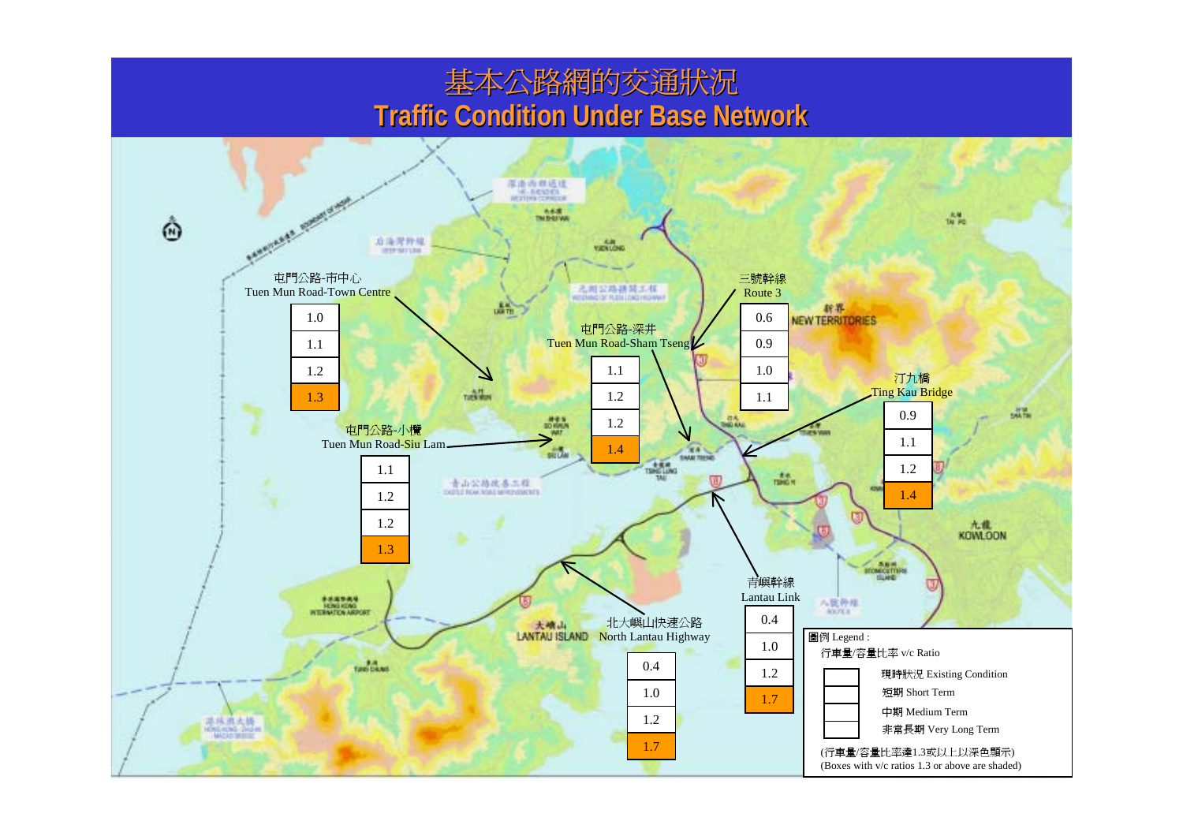# 基本公路網的交通狀況
# Traffic Condition Under Base Network

屯門公路-市中心
Tuen Mun Road-Town Centre

| |
|---|
| 1.0 |
| 1.1 |
| 1.2 |
| 1.3 |

屯門公路-深井
Tuen Mun Road-Sham Tseng

| |
|---|
| 1.1 |
| 1.2 |
| 1.2 |
| 1.4 |

三號幹線
Route 3

| |
|---|
| 0.6 |
| 0.9 |
| 1.0 |
| 1.1 |

汀九橋
Ting Kau Bridge

| |
|---|
| 0.9 |
| 1.1 |
| 1.2 |
| 1.4 |

屯門公路-小欖
Tuen Mun Road-Siu Lam

| |
|---|
| 1.1 |
| 1.2 |
| 1.2 |
| 1.3 |

青嶼幹線
Lantau Link

| |
|---|
| 0.4 |
| 1.0 |
| 1.2 |
| 1.7 |

北大嶼山快速公路
North Lantau Highway

| |
|---|
| 0.4 |
| 1.0 |
| 1.2 |
| 1.7 |

圖例 Legend :

行車量/容量比率 v/c Ratio

- 現時狀況 Existing Condition
- 短期 Short Term
- 中期 Medium Term
- 非常長期 Very Long Term

(行車量/容量比率達1.3或以上以深色顯示)
(Boxes with v/c ratios 1.3 or above are shaded)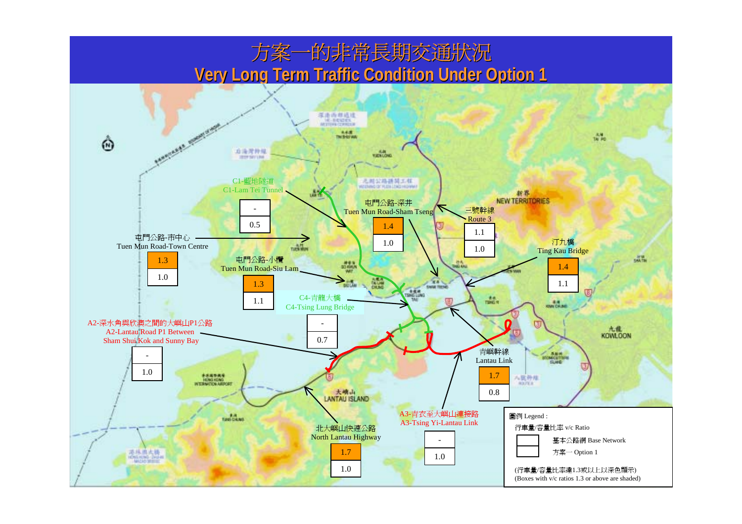# 方案一的非常長期交通狀況
# Very Long Term Traffic Condition Under Option 1

| 路段 Road Section | 基本公路網 Base Network | 方案一 Option 1 |
|---|---|---|
| C1-藍地隧道 C1-Lam Tei Tunnel | - | 0.5 |
| 屯門公路-市中心 Tuen Mun Road-Town Centre | 1.3 | 1.0 |
| 屯門公路-小欖 Tuen Mun Road-Siu Lam | 1.3 | 1.1 |
| 屯門公路-深井 Tuen Mun Road-Sham Tseng | 1.4 | 1.0 |
| 三號幹線 Route 3 | 1.1 | 1.0 |
| 汀九橋 Ting Kau Bridge | 1.4 | 1.1 |
| C4-青龍大橋 C4-Tsing Lung Bridge | - | 0.7 |
| A2-深水角與欣澳之間的大嶼山P1公路 A2-Lantau Road P1 Between Sham Shui Kok and Sunny Bay | - | 1.0 |
| 青嶼幹線 Lantau Link | 1.7 | 0.8 |
| 北大嶼山快速公路 North Lantau Highway | 1.7 | 1.0 |
| A3-青衣至大嶼山連接路 A3-Tsing Yi-Lantau Link | - | 1.0 |

圖例 Legend :

行車量/容量比率 v/c Ratio

- 基本公路網 Base Network
- 方案一 Option 1

(行車量/容量比率達1.3或以上以深色顯示)
(Boxes with v/c ratios 1.3 or above are shaded)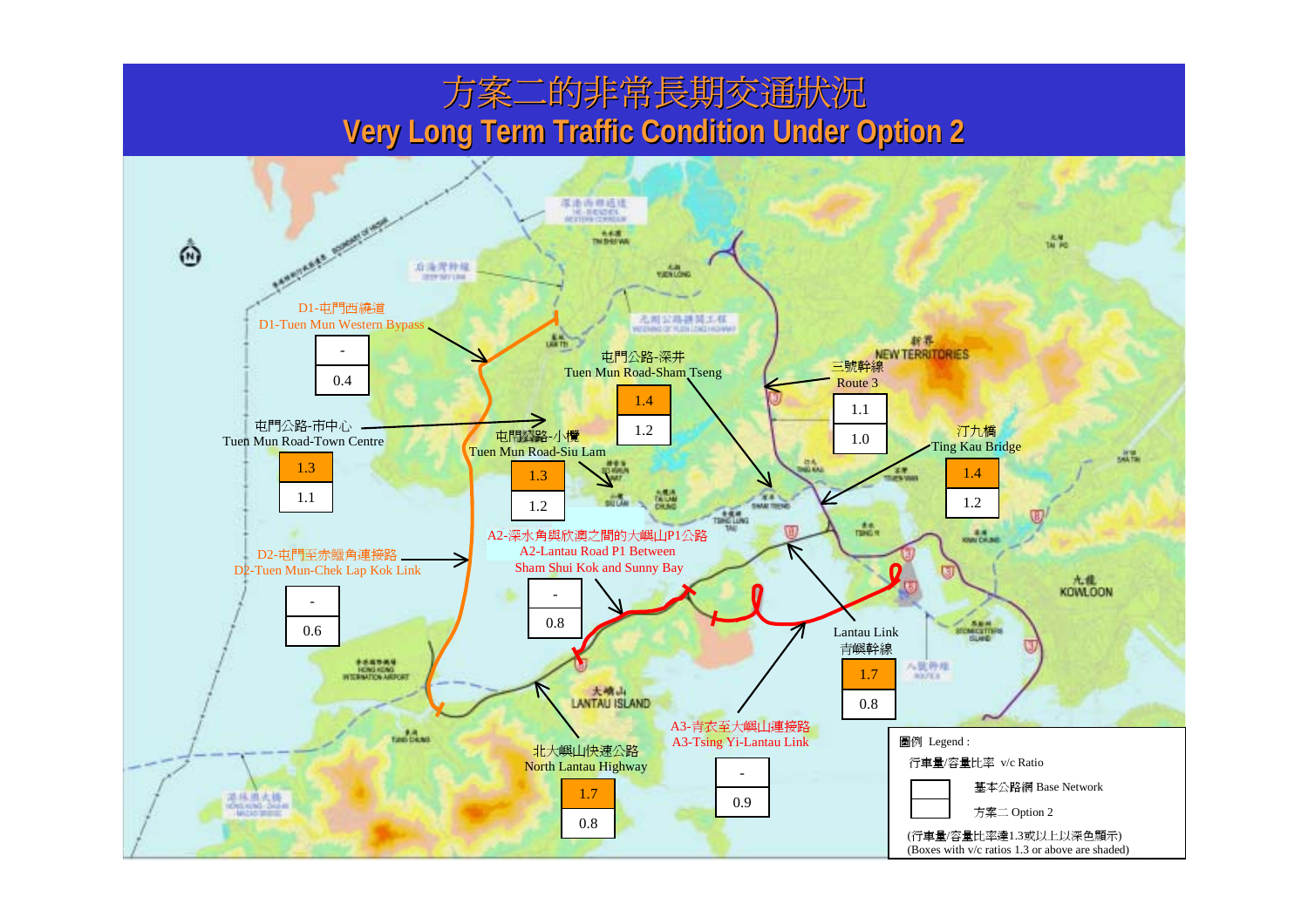# 方案二的非常長期交通狀況

# Very Long Term Traffic Condition Under Option 2

| Road Section | Base Network | Option 2 |
| --- | --- | --- |
| D1-屯門西繞道 D1-Tuen Mun Western Bypass | - | 0.4 |
| 屯門公路-市中心 Tuen Mun Road-Town Centre | 1.3 | 1.1 |
| 屯門公路-小欖 Tuen Mun Road-Siu Lam | 1.3 | 1.2 |
| 屯門公路-深井 Tuen Mun Road-Sham Tseng | 1.4 | 1.2 |
| 三號幹線 Route 3 | 1.1 | 1.0 |
| 汀九橋 Ting Kau Bridge | 1.4 | 1.2 |
| D2-屯門至赤鱲角連接路 D2-Tuen Mun-Chek Lap Kok Link | - | 0.6 |
| A2-深水角與欣澳之間的大嶼山P1公路 A2-Lantau Road P1 Between Sham Shui Kok and Sunny Bay | - | 0.8 |
| Lantau Link 青嶼幹線 | 1.7 | 0.8 |
| A3-青衣至大嶼山連接路 A3-Tsing Yi-Lantau Link | - | 0.9 |
| 北大嶼山快速公路 North Lantau Highway | 1.7 | 0.8 |

圖例 Legend :

行車量/容量比率 v/c Ratio

- 基本公路網 Base Network
- 方案二 Option 2

(行車量/容量比率達1.3或以上以深色顯示)
(Boxes with v/c ratios 1.3 or above are shaded)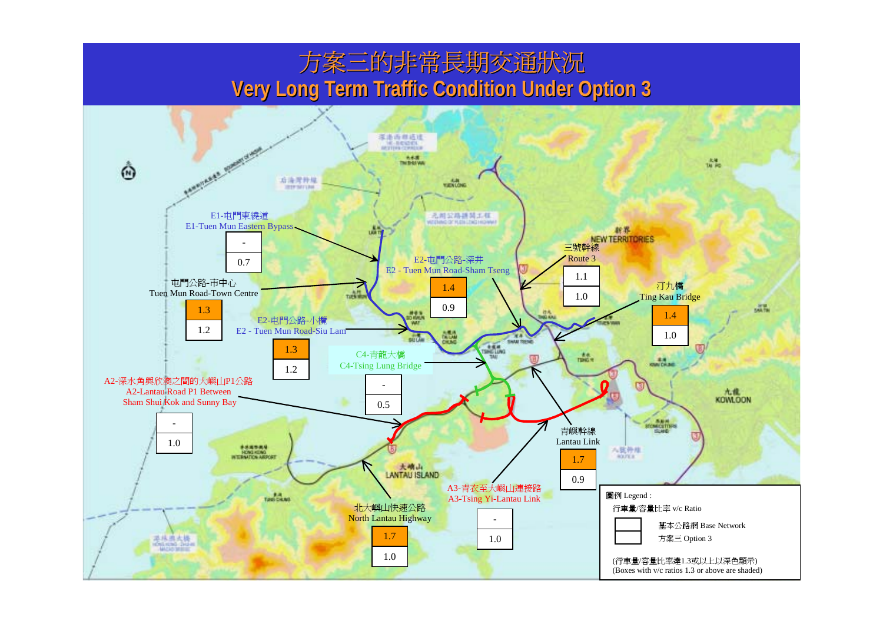# 方案三的非常長期交通狀況

# Very Long Term Traffic Condition Under Option 3

| Road | Base Network | Option 3 |
|---|---|---|
| E1-屯門東繞道 E1-Tuen Mun Eastern Bypass | - | 0.7 |
| 屯門公路-市中心 Tuen Mun Road-Town Centre | 1.3 | 1.2 |
| E2-屯門公路-深井 E2 - Tuen Mun Road-Sham Tseng | 1.4 | 0.9 |
| E2-屯門公路-小欖 E2 - Tuen Mun Road-Siu Lam | 1.3 | 1.2 |
| 三號幹線 Route 3 | 1.1 | 1.0 |
| 汀九橋 Ting Kau Bridge | 1.4 | 1.0 |
| C4-青龍大橋 C4-Tsing Lung Bridge | - | 0.5 |
| A2-深水角與欣澳之間的大嶼山P1公路 A2-Lantau Road P1 Between Sham Shui Kok and Sunny Bay | - | 1.0 |
| 青嶼幹線 Lantau Link | 1.7 | 0.9 |
| 北大嶼山快速公路 North Lantau Highway | 1.7 | 1.0 |
| A3-青衣至大嶼山連接路 A3-Tsing Yi-Lantau Link | - | 1.0 |

圖例 Legend :

行車量/容量比率 v/c Ratio

基本公路網 Base Network

方案三 Option 3

(行車量/容量比率達1.3或以上以深色顯示)
(Boxes with v/c ratios 1.3 or above are shaded)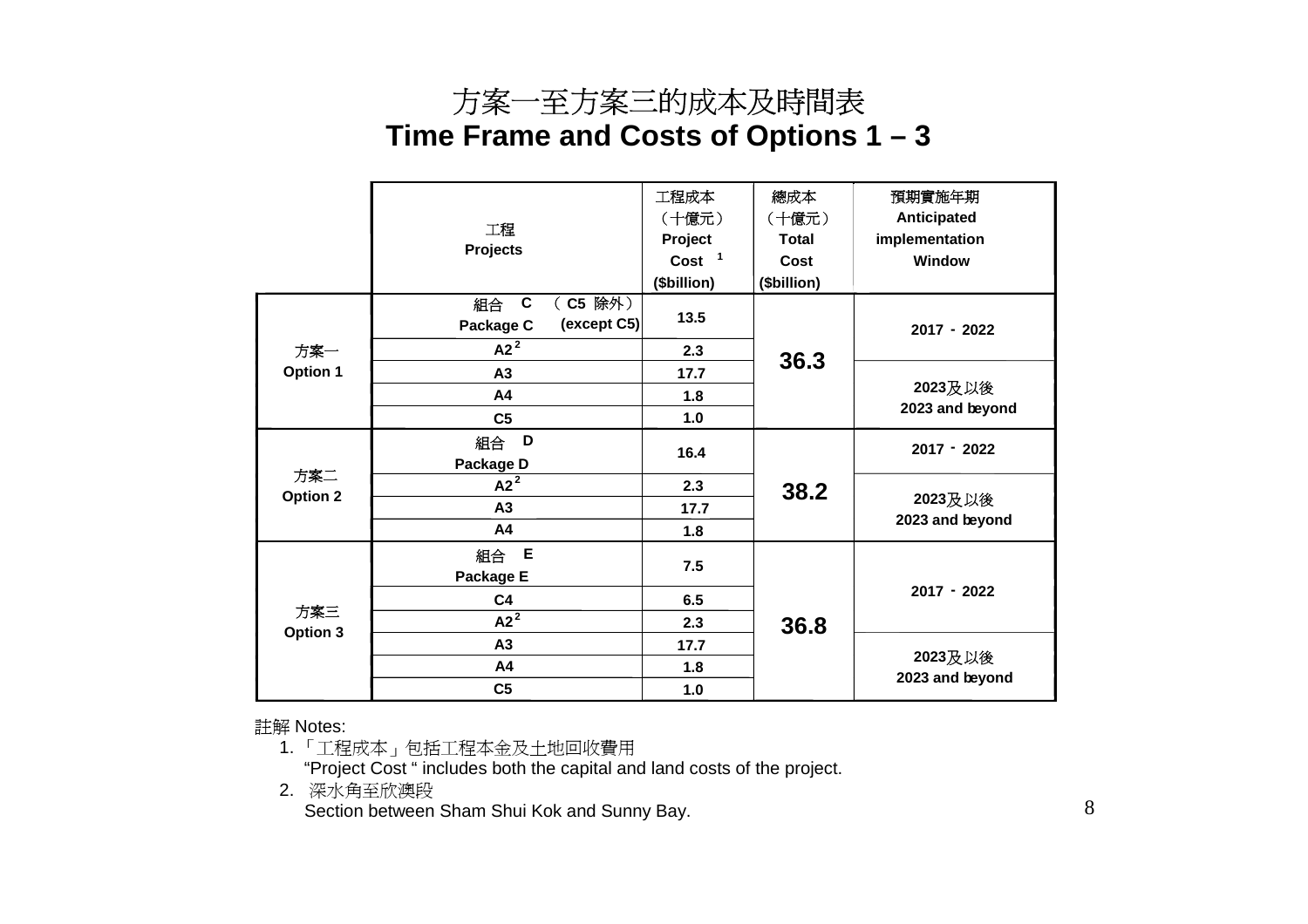# 方案一至方案三的成本及時間表
# Time Frame and Costs of Options 1 – 3

| | 工程 Projects | 工程成本（十億元） Project Cost[1] ($billion) | 總成本（十億元） Total Cost ($billion) | 預期實施年期 Anticipated implementation Window |
|---|---|---|---|---|
| 方案一 Option 1 | 組合 C （C5 除外） Package C (except C5) | 13.5 | 36.3 | 2017 - 2022 |
| | A2[2] | 2.3 | | |
| | A3 | 17.7 | | 2023及以後 2023 and beyond |
| | A4 | 1.8 | | |
| | C5 | 1.0 | | |
| 方案二 Option 2 | 組合 D Package D | 16.4 | 38.2 | 2017 - 2022 |
| | A2[2] | 2.3 | | 2023及以後 2023 and beyond |
| | A3 | 17.7 | | |
| | A4 | 1.8 | | |
| 方案三 Option 3 | 組合 E Package E | 7.5 | 36.8 | 2017 - 2022 |
| | C4 | 6.5 | | |
| | A2[2] | 2.3 | | |
| | A3 | 17.7 | | 2023及以後 2023 and beyond |
| | A4 | 1.8 | | |
| | C5 | 1.0 | | |

註解 Notes:

1. 「工程成本」包括工程本金及土地回收費用
   “Project Cost “ includes both the capital and land costs of the project.
2. 深水角至欣澳段
   Section between Sham Shui Kok and Sunny Bay.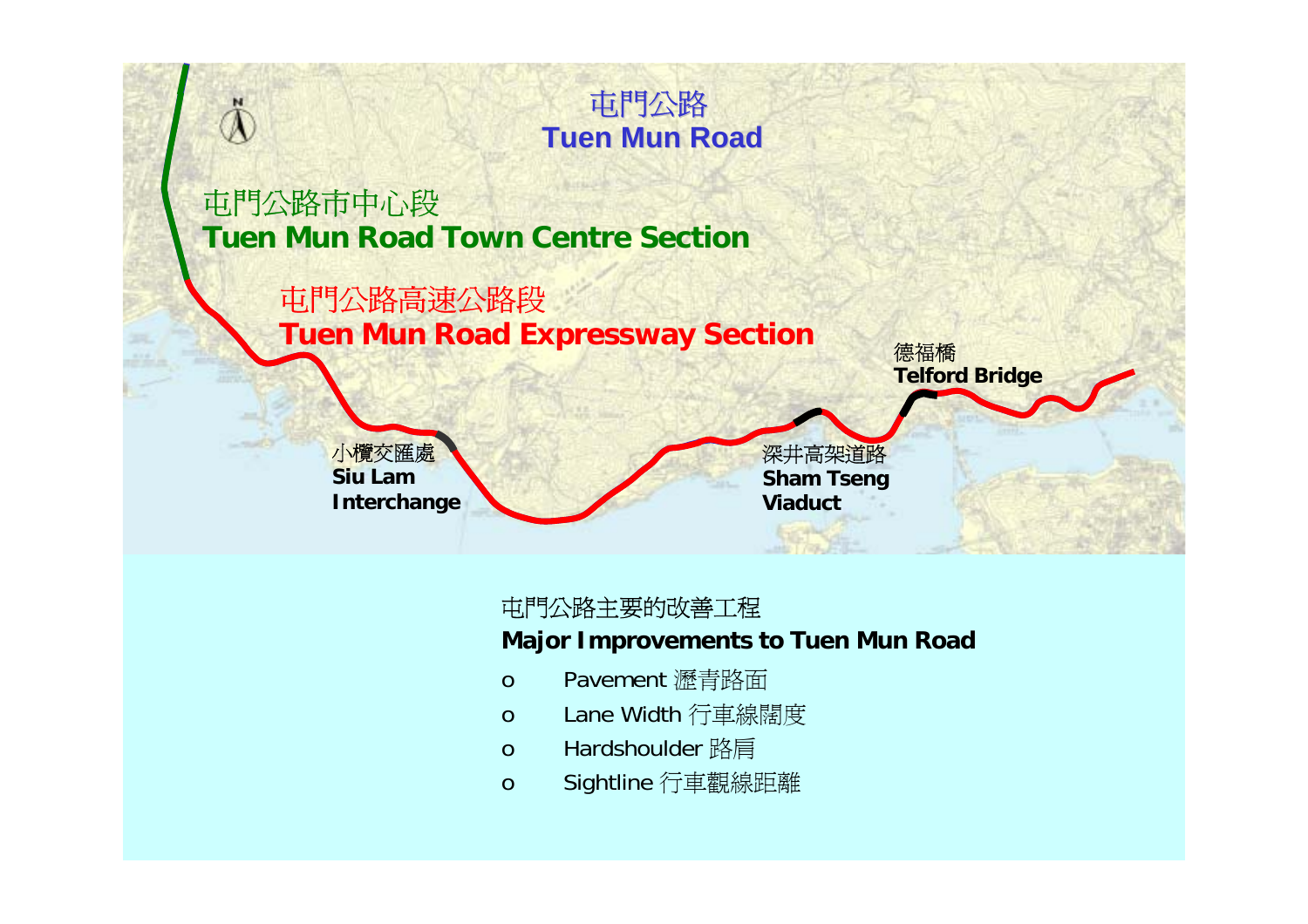屯門公路
**Tuen Mun Road**

屯門公路市中心段
**Tuen Mun Road Town Centre Section**

屯門公路高速公路段
**Tuen Mun Road Expressway Section**

小欖交匯處
**Siu Lam Interchange**

深井高架道路
**Sham Tseng Viaduct**

德福橋
**Telford Bridge**

屯門公路主要的改善工程
**Major Improvements to Tuen Mun Road**

- Pavement 瀝青路面
- Lane Width 行車線闊度
- Hardshoulder 路肩
- Sightline 行車觀線距離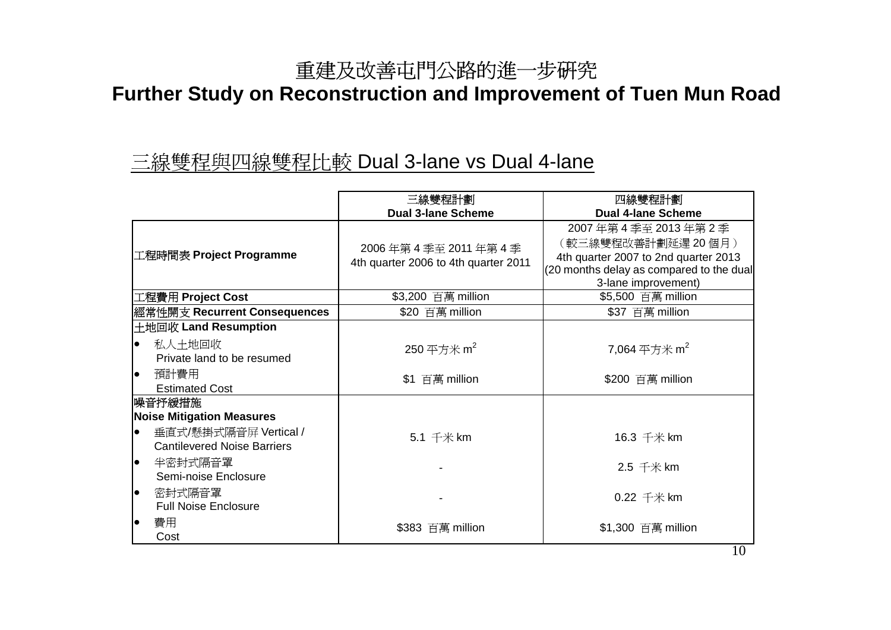# 重建及改善屯門公路的進一步研究
# Further Study on Reconstruction and Improvement of Tuen Mun Road

## 三線雙程與四線雙程比較 Dual 3-lane vs Dual 4-lane

| | 三線雙程計劃 **Dual 3-lane Scheme** | 四線雙程計劃 **Dual 4-lane Scheme** |
|---|---|---|
| 工程時間表 **Project Programme** | 2006 年第 4 季至 2011 年第 4 季 4th quarter 2006 to 4th quarter 2011 | 2007 年第 4 季至 2013 年第 2 季（較三線雙程改善計劃延遲 20 個月） 4th quarter 2007 to 2nd quarter 2013 (20 months delay as compared to the dual 3-lane improvement) |
| 工程費用 **Project Cost** | $3,200 百萬 million | $5,500 百萬 million |
| 經常性開支 **Recurrent Consequences** | $20 百萬 million | $37 百萬 million |
| 土地回收 **Land Resumption** | | |
| • 私人土地回收 Private land to be resumed | 250 平方米 $m^2$ | 7,064 平方米 $m^2$ |
| • 預計費用 Estimated Cost | $1 百萬 million | $200 百萬 million |
| 噪音抒緩措施 **Noise Mitigation Measures** | | |
| • 垂直式/懸掛式隔音屏 Vertical / Cantilevered Noise Barriers | 5.1 千米 km | 16.3 千米 km |
| • 半密封式隔音罩 Semi-noise Enclosure | - | 2.5 千米 km |
| • 密封式隔音罩 Full Noise Enclosure | - | 0.22 千米 km |
| • 費用 Cost | $383 百萬 million | $1,300 百萬 million |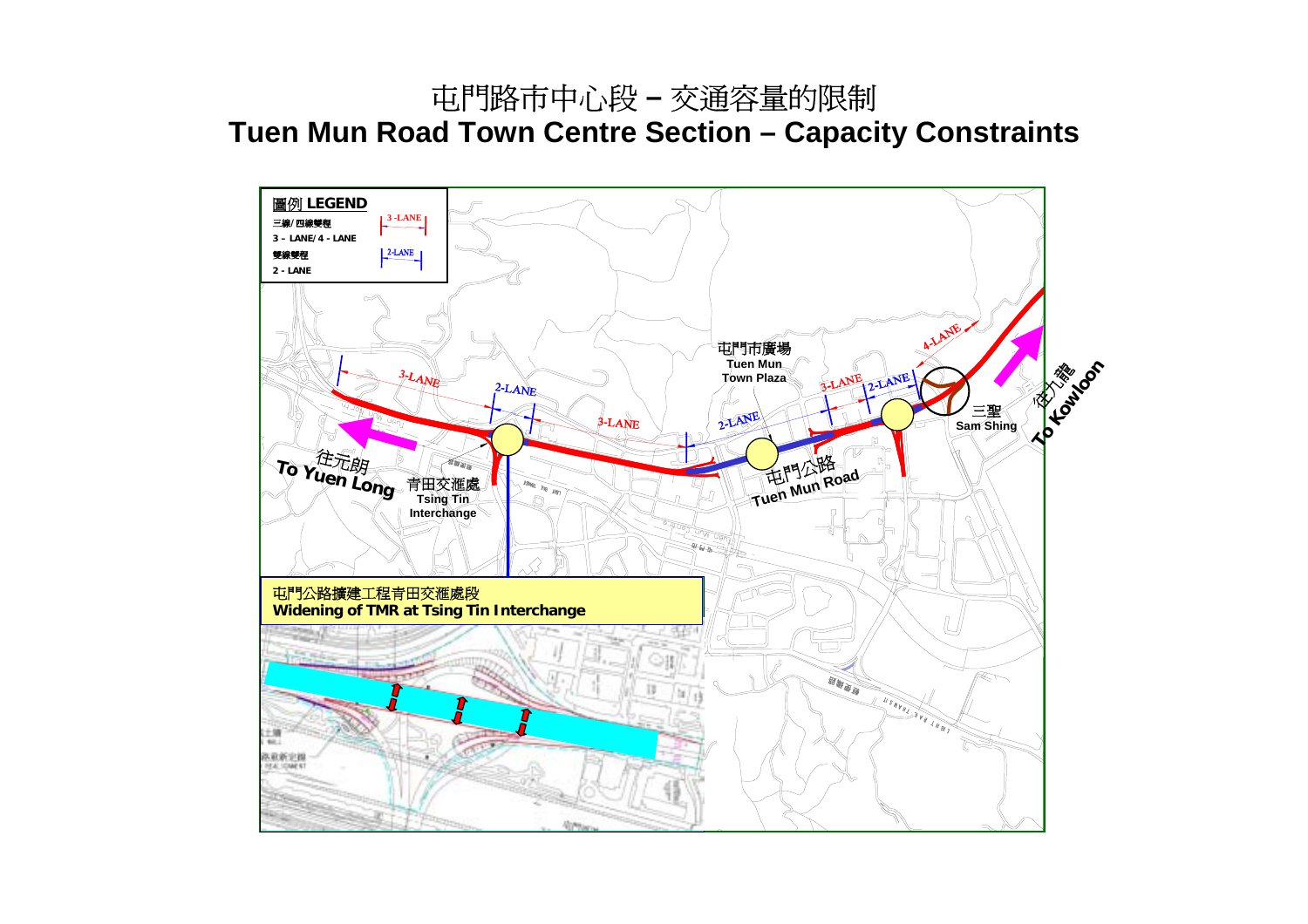# 屯門路市中心段 – 交通容量的限制

# Tuen Mun Road Town Centre Section – Capacity Constraints

**圖例 LEGEND**

三線/四線雙程
3 – LANE/ 4 - LANE

雙線雙程
2 - LANE

3-LANE

2-LANE

4-LANE

往元朗
**To Yuen Long**

青田交滙處
**Tsing Tin Interchange**

屯門市廣場
**Tuen Mun Town Plaza**

屯門公路
**Tuen Mun Road**

三聖
**Sam Shing**

往九龍
**To Kowloon**

屯門公路擴建工程青田交滙處段
**Widening of TMR at Tsing Tin Interchange**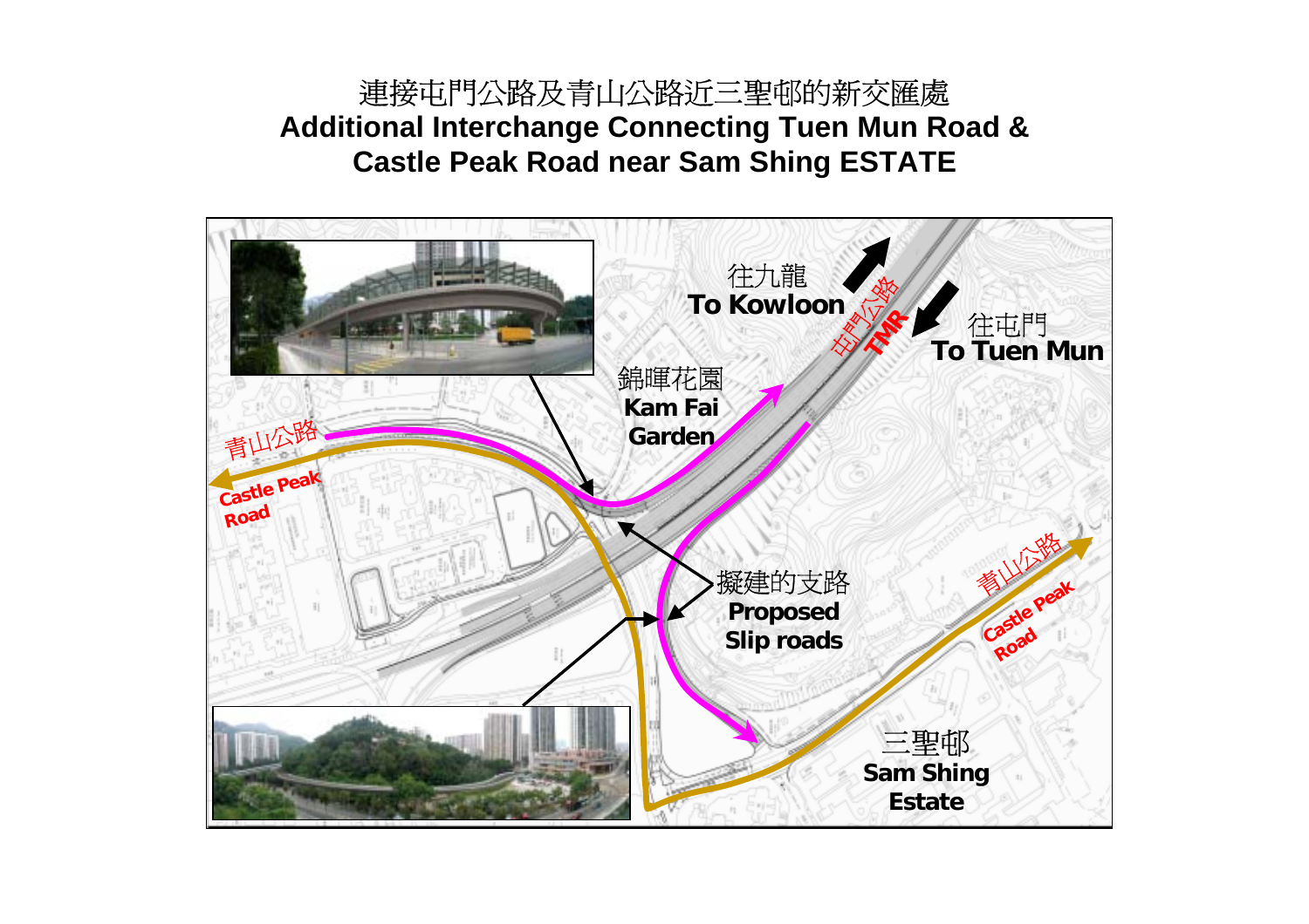# 連接屯門公路及青山公路近三聖邨的新交匯處

# Additional Interchange Connecting Tuen Mun Road & Castle Peak Road near Sam Shing ESTATE

往九龍
To Kowloon

屯門公路
TMR

往屯門
To Tuen Mun

錦暉花園
Kam Fai Garden

青山公路
Castle Peak Road

擬建的支路
Proposed Slip roads

青山公路
Castle Peak Road

三聖邨
Sam Shing Estate